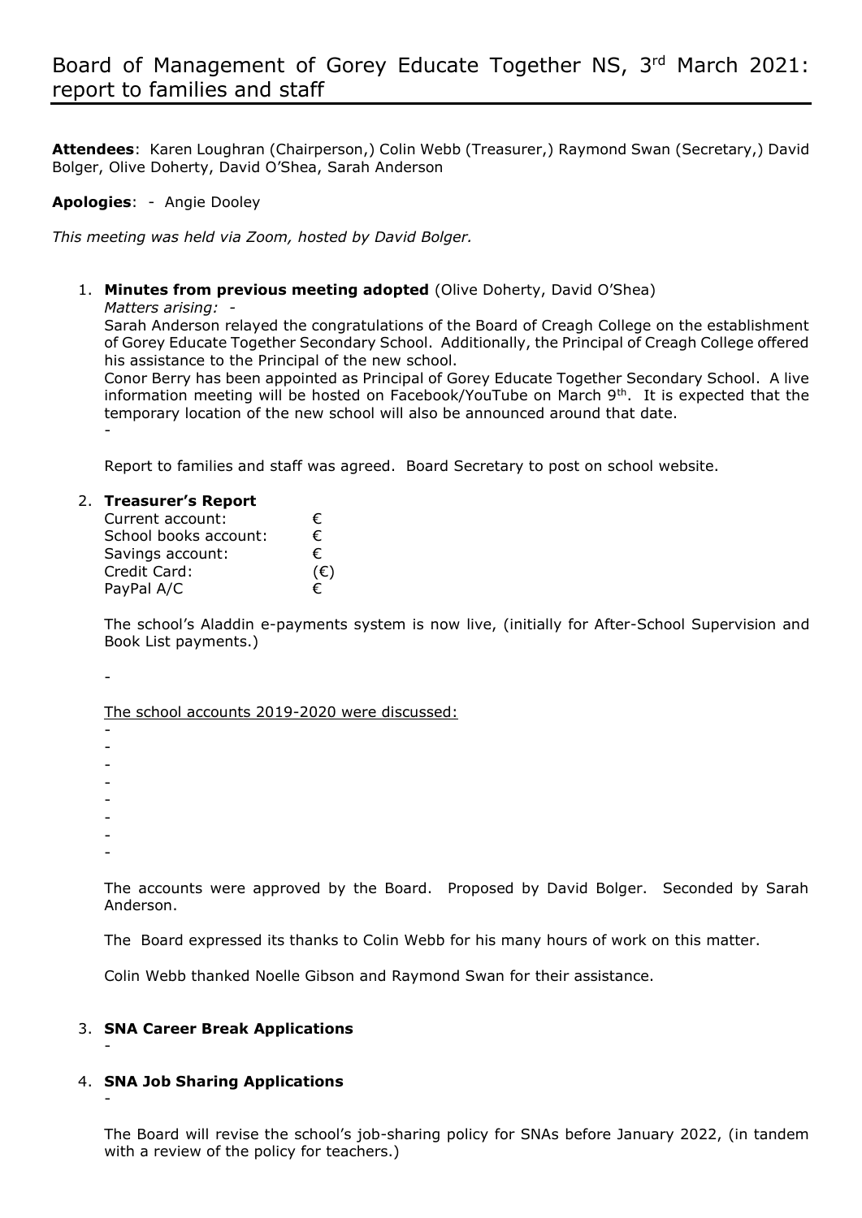# Board of Management of Gorey Educate Together NS, 3rd March 2021: report to families and staff

**Attendees**: Karen Loughran (Chairperson,) Colin Webb (Treasurer,) Raymond Swan (Secretary,) David Bolger, Olive Doherty, David O'Shea, Sarah Anderson

**Apologies**: - Angie Dooley

*This meeting was held via Zoom, hosted by David Bolger.*

1. **Minutes from previous meeting adopted** (Olive Doherty, David O'Shea)

   *Matters arising:* -

   Sarah Anderson relayed the congratulations of the Board of Creagh College on the establishment of Gorey Educate Together Secondary School. Additionally, the Principal of Creagh College offered his assistance to the Principal of the new school.

   Conor Berry has been appointed as Principal of Gorey Educate Together Secondary School. A live information meeting will be hosted on Facebook/YouTube on March 9th. It is expected that the temporary location of the new school will also be announced around that date.

   -

   Report to families and staff was agreed. Board Secretary to post on school website.

2. **Treasurer's Report**

   | | |
   |---|---|
   | Current account: | € |
   | School books account: | € |
   | Savings account: | € |
   | Credit Card: | (€) |
   | PayPal A/C | € |

   The school's Aladdin e-payments system is now live, (initially for After-School Supervision and Book List payments.)

   -

   The school accounts 2019-2020 were discussed:

   -
   -
   -
   -
   -
   -
   -
   -

   The accounts were approved by the Board. Proposed by David Bolger. Seconded by Sarah Anderson.

   The Board expressed its thanks to Colin Webb for his many hours of work on this matter.

   Colin Webb thanked Noelle Gibson and Raymond Swan for their assistance.

3. **SNA Career Break Applications**

   -

4. **SNA Job Sharing Applications**

   -

   The Board will revise the school's job-sharing policy for SNAs before January 2022, (in tandem with a review of the policy for teachers.)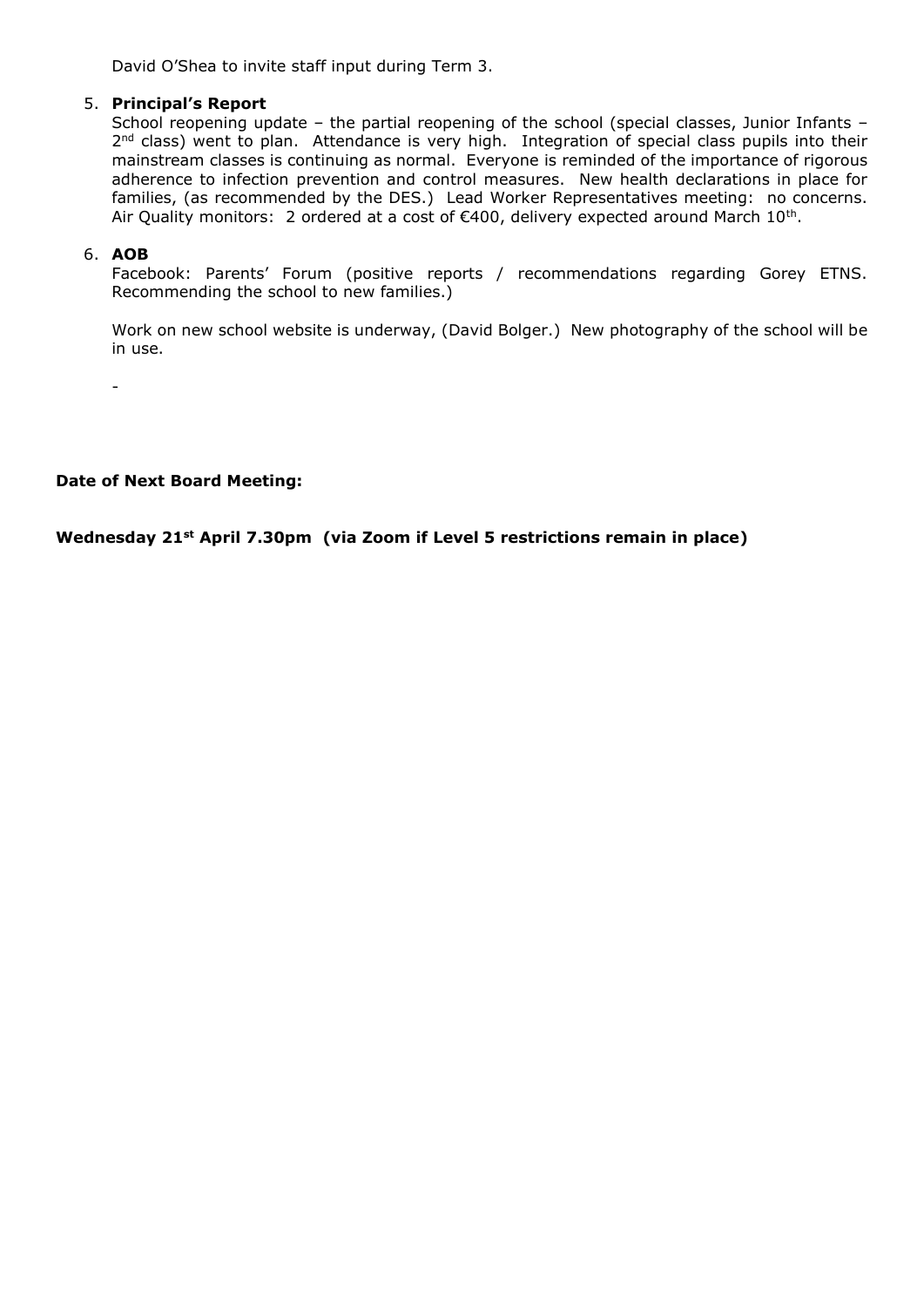David O'Shea to invite staff input during Term 3.

5. **Principal's Report**

   School reopening update – the partial reopening of the school (special classes, Junior Infants – 2nd class) went to plan. Attendance is very high. Integration of special class pupils into their mainstream classes is continuing as normal. Everyone is reminded of the importance of rigorous adherence to infection prevention and control measures. New health declarations in place for families, (as recommended by the DES.) Lead Worker Representatives meeting: no concerns. Air Quality monitors: 2 ordered at a cost of €400, delivery expected around March 10th.

6. **AOB**

   Facebook: Parents' Forum (positive reports / recommendations regarding Gorey ETNS. Recommending the school to new families.)

   Work on new school website is underway, (David Bolger.) New photography of the school will be in use.

   -

**Date of Next Board Meeting:**

**Wednesday 21st April 7.30pm (via Zoom if Level 5 restrictions remain in place)**